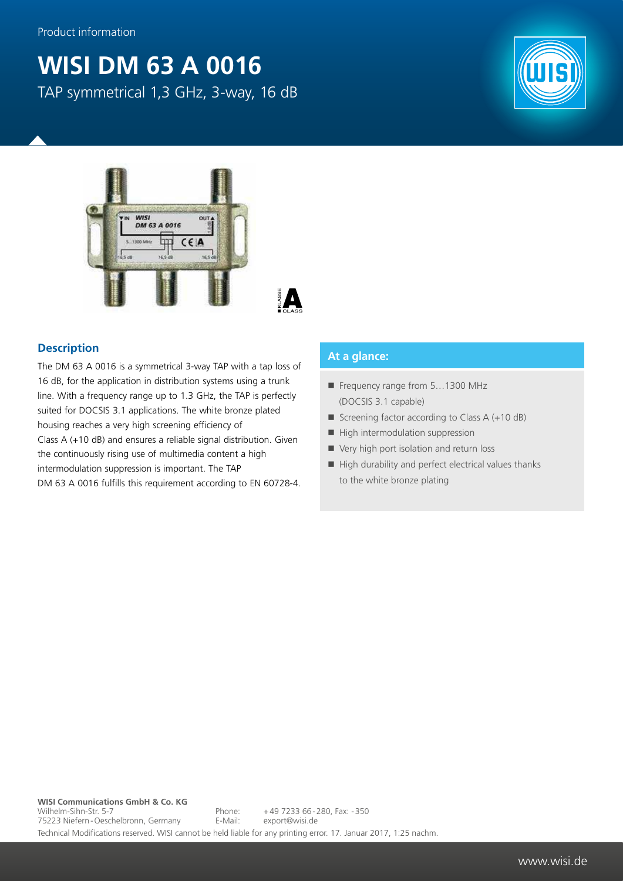Product information

# WISI DM 63 A 0016

TAP symmetrical 1,3 GHz, 3-way, 16 dB

## Description

The DM 63 A 0016 is a symmetrical 3-way TAP with a tap loss of 16 dB, for the application in distribution systems using a trunk line. With a frequency range up to 1.3 GHz, the TAP is perfectly suited for DOCSIS 3.1 applications. The white bronze plated housing reaches a very high screening efficiency of Class A (+10 dB) and ensures a reliable signal distribution. Given the continuously rising use of multimedia content a high intermodulation suppression is important. The TAP DM 63 A 0016 fulfills this requirement according to EN 60728-4.

## At a glance:

- Frequency range from 5…1300 MHz (DOCSIS 3.1 capable)
- Screening factor according to Class A (+10 dB)
- High intermodulation suppression
- Very high port isolation and return loss
- High durability and perfect electrical values thanks to the white bronze plating

**WISI Communications GmbH & Co. KG**
Wilhelm-Sihn-Str. 5-7
75223 Niefern-Oeschelbronn, Germany

Phone: +49 7233 66-280, Fax: -350
E-Mail: export@wisi.de

Technical Modifications reserved. WISI cannot be held liable for any printing error. 17. Januar 2017, 1:25 nachm.

www.wisi.de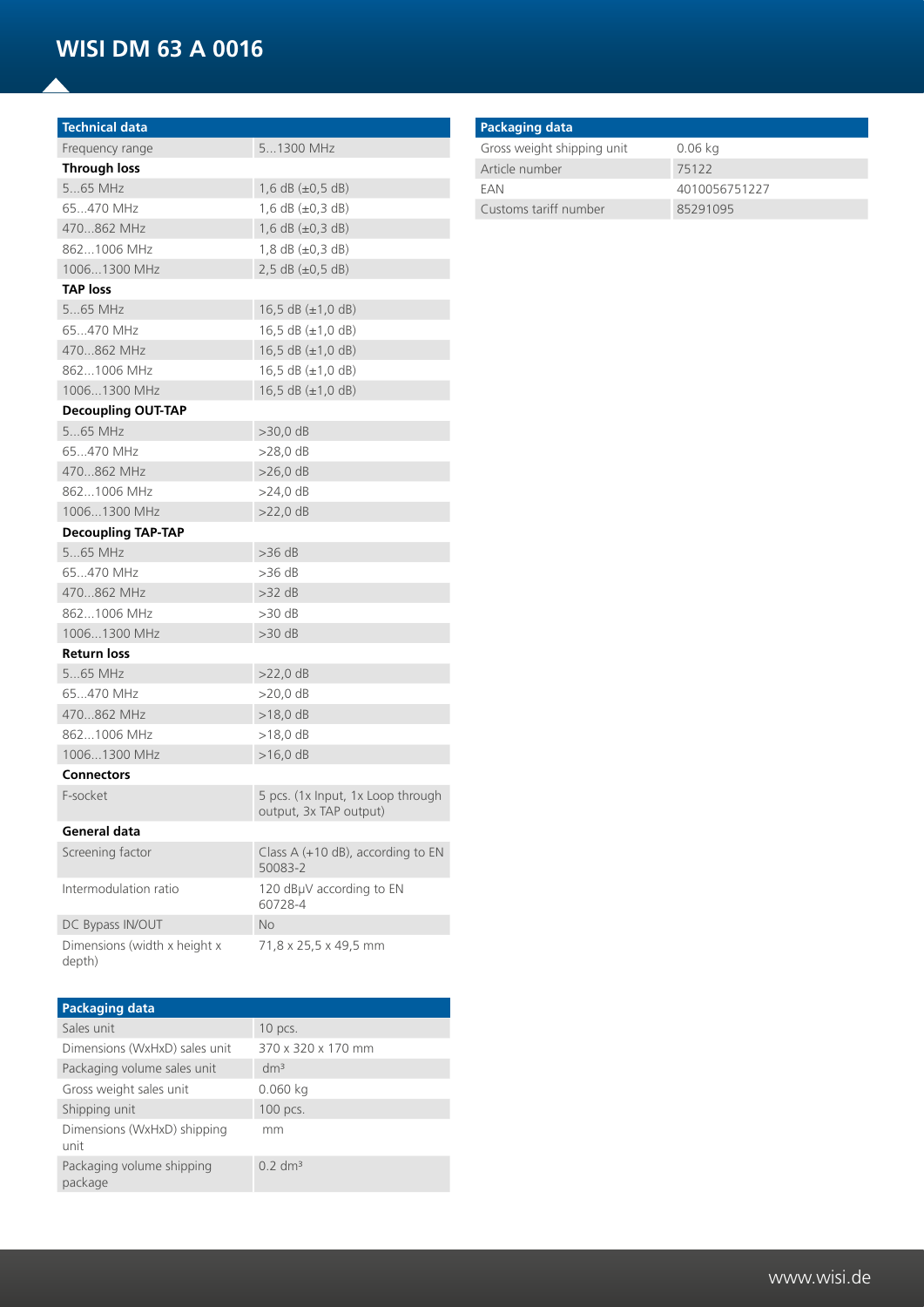# WISI DM 63 A 0016

| Technical data | |
|---|---|
| Frequency range | 5...1300 MHz |
| **Through loss** | |
| 5...65 MHz | 1,6 dB (±0,5 dB) |
| 65...470 MHz | 1,6 dB (±0,3 dB) |
| 470...862 MHz | 1,6 dB (±0,3 dB) |
| 862...1006 MHz | 1,8 dB (±0,3 dB) |
| 1006...1300 MHz | 2,5 dB (±0,5 dB) |
| **TAP loss** | |
| 5...65 MHz | 16,5 dB (±1,0 dB) |
| 65...470 MHz | 16,5 dB (±1,0 dB) |
| 470...862 MHz | 16,5 dB (±1,0 dB) |
| 862...1006 MHz | 16,5 dB (±1,0 dB) |
| 1006...1300 MHz | 16,5 dB (±1,0 dB) |
| **Decoupling OUT-TAP** | |
| 5...65 MHz | >30,0 dB |
| 65...470 MHz | >28,0 dB |
| 470...862 MHz | >26,0 dB |
| 862...1006 MHz | >24,0 dB |
| 1006...1300 MHz | >22,0 dB |
| **Decoupling TAP-TAP** | |
| 5...65 MHz | >36 dB |
| 65...470 MHz | >36 dB |
| 470...862 MHz | >32 dB |
| 862...1006 MHz | >30 dB |
| 1006...1300 MHz | >30 dB |
| **Return loss** | |
| 5...65 MHz | >22,0 dB |
| 65...470 MHz | >20,0 dB |
| 470...862 MHz | >18,0 dB |
| 862...1006 MHz | >18,0 dB |
| 1006...1300 MHz | >16,0 dB |
| **Connectors** | |
| F-socket | 5 pcs. (1x Input, 1x Loop through output, 3x TAP output) |
| **General data** | |
| Screening factor | Class A (+10 dB), according to EN 50083-2 |
| Intermodulation ratio | 120 dBµV according to EN 60728-4 |
| DC Bypass IN/OUT | No |
| Dimensions (width x height x depth) | 71,8 x 25,5 x 49,5 mm |

| Packaging data | |
|---|---|
| Sales unit | 10 pcs. |
| Dimensions (WxHxD) sales unit | 370 x 320 x 170 mm |
| Packaging volume sales unit | dm³ |
| Gross weight sales unit | 0.060 kg |
| Shipping unit | 100 pcs. |
| Dimensions (WxHxD) shipping unit | mm |
| Packaging volume shipping package | 0.2 dm³ |
| Gross weight shipping unit | 0.06 kg |
| Article number | 75122 |
| EAN | 4010056751227 |
| Customs tariff number | 85291095 |

www.wisi.de